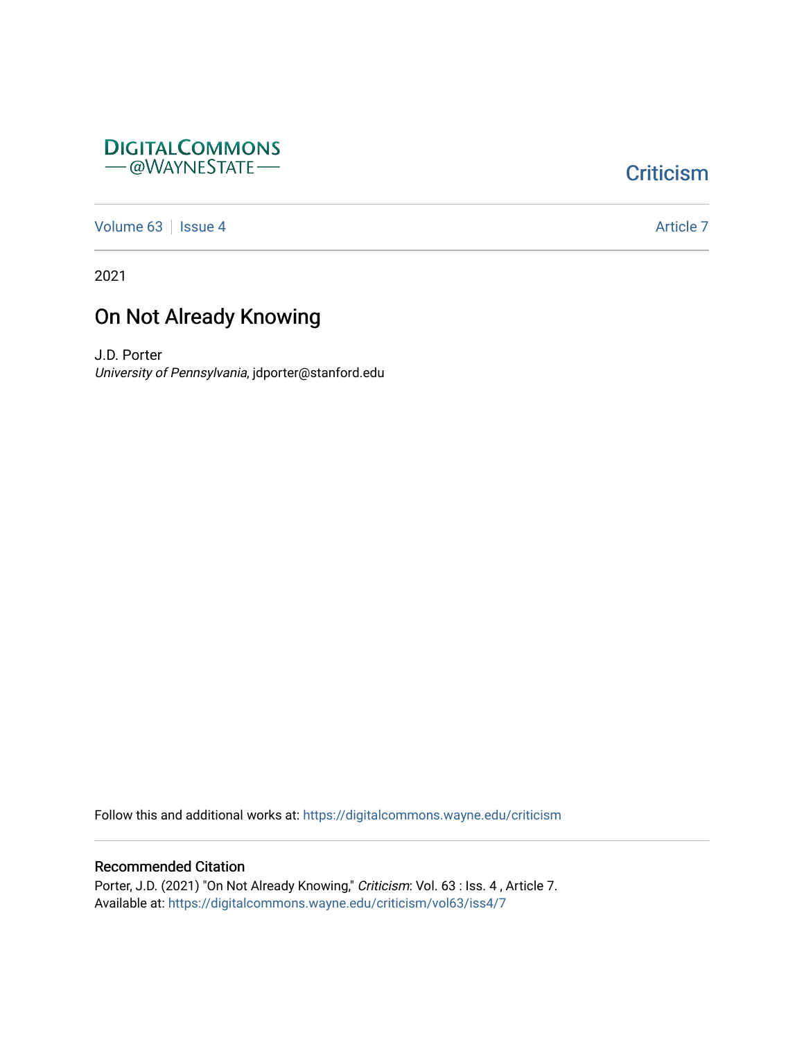DIGITALCOMMONS
— @WAYNESTATE —

Criticism

Volume 63 | Issue 4 Article 7

2021

# On Not Already Knowing

J.D. Porter
*University of Pennsylvania*, jdporter@stanford.edu

Follow this and additional works at: https://digitalcommons.wayne.edu/criticism

## Recommended Citation

Porter, J.D. (2021) "On Not Already Knowing," *Criticism*: Vol. 63 : Iss. 4 , Article 7.
Available at: https://digitalcommons.wayne.edu/criticism/vol63/iss4/7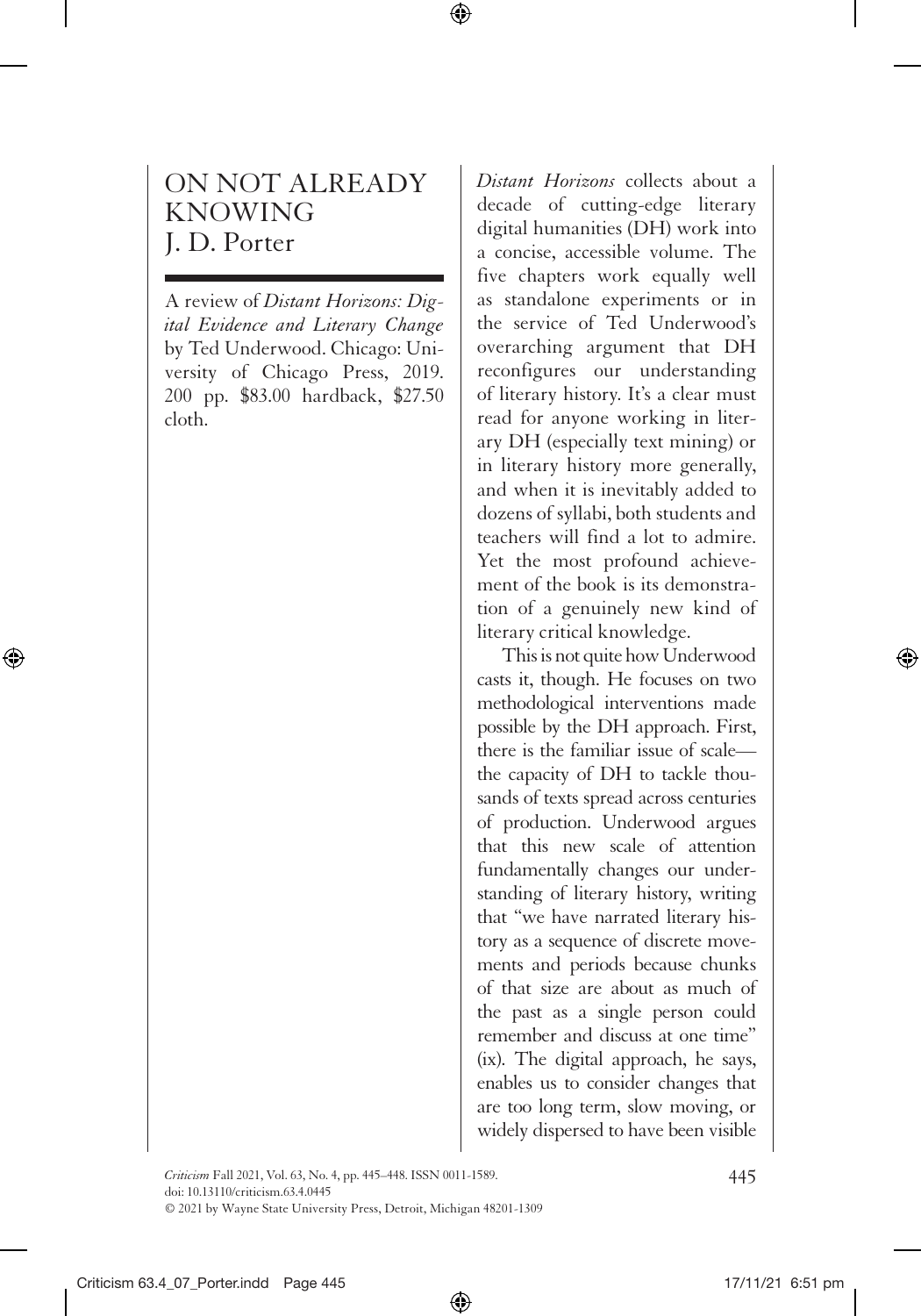# ON NOT ALREADY KNOWING

J. D. Porter

A review of *Distant Horizons: Digital Evidence and Literary Change* by Ted Underwood. Chicago: University of Chicago Press, 2019. 200 pp. $83.00 hardback, $27.50 cloth.

*Distant Horizons* collects about a decade of cutting-edge literary digital humanities (DH) work into a concise, accessible volume. The five chapters work equally well as standalone experiments or in the service of Ted Underwood's overarching argument that DH reconfigures our understanding of literary history. It's a clear must read for anyone working in literary DH (especially text mining) or in literary history more generally, and when it is inevitably added to dozens of syllabi, both students and teachers will find a lot to admire. Yet the most profound achievement of the book is its demonstration of a genuinely new kind of literary critical knowledge.

This is not quite how Underwood casts it, though. He focuses on two methodological interventions made possible by the DH approach. First, there is the familiar issue of scale—the capacity of DH to tackle thousands of texts spread across centuries of production. Underwood argues that this new scale of attention fundamentally changes our understanding of literary history, writing that "we have narrated literary history as a sequence of discrete movements and periods because chunks of that size are about as much of the past as a single person could remember and discuss at one time" (ix). The digital approach, he says, enables us to consider changes that are too long term, slow moving, or widely dispersed to have been visible

*Criticism* Fall 2021, Vol. 63, No. 4, pp. 445–448. ISSN 0011-1589.
doi: 10.13110/criticism.63.4.0445
© 2021 by Wayne State University Press, Detroit, Michigan 48201-1309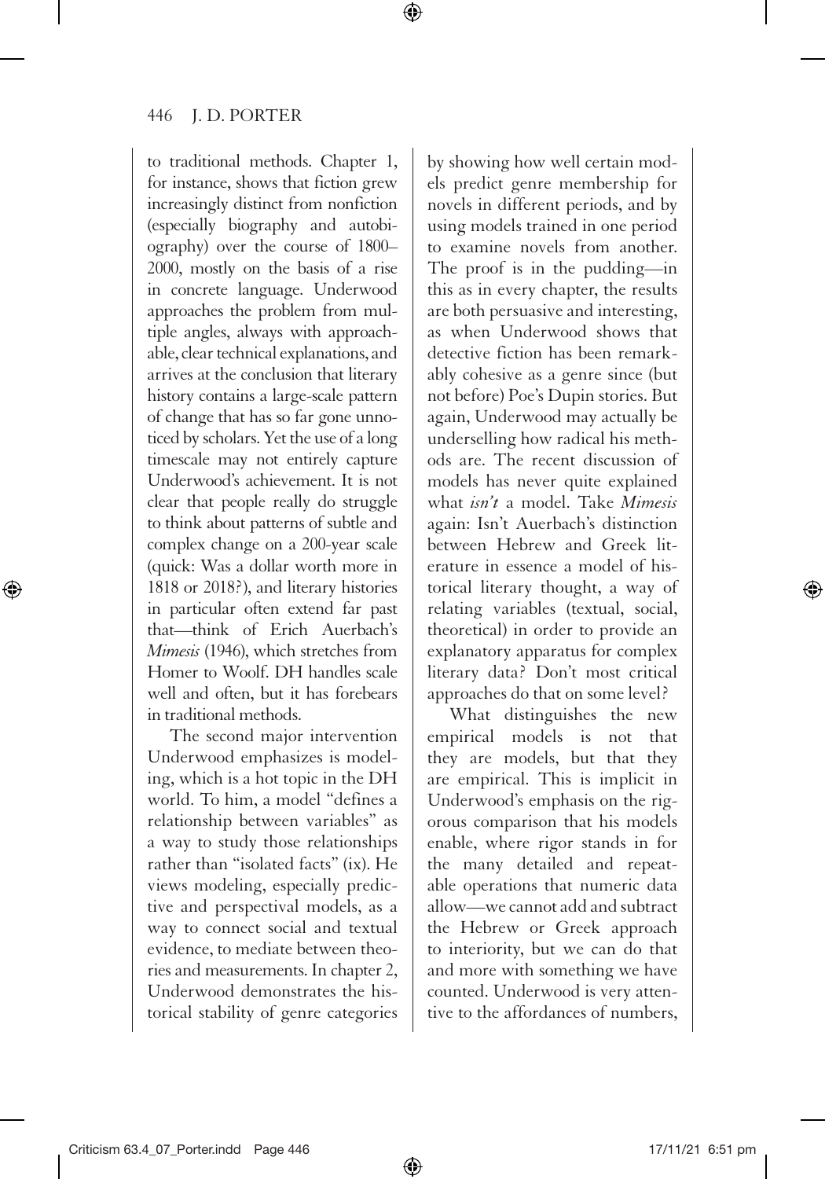to traditional methods. Chapter 1, for instance, shows that fiction grew increasingly distinct from nonfiction (especially biography and autobiography) over the course of 1800–2000, mostly on the basis of a rise in concrete language. Underwood approaches the problem from multiple angles, always with approachable, clear technical explanations, and arrives at the conclusion that literary history contains a large-scale pattern of change that has so far gone unnoticed by scholars. Yet the use of a long timescale may not entirely capture Underwood's achievement. It is not clear that people really do struggle to think about patterns of subtle and complex change on a 200-year scale (quick: Was a dollar worth more in 1818 or 2018?), and literary histories in particular often extend far past that—think of Erich Auerbach's *Mimesis* (1946), which stretches from Homer to Woolf. DH handles scale well and often, but it has forebears in traditional methods.

The second major intervention Underwood emphasizes is modeling, which is a hot topic in the DH world. To him, a model "defines a relationship between variables" as a way to study those relationships rather than "isolated facts" (ix). He views modeling, especially predictive and perspectival models, as a way to connect social and textual evidence, to mediate between theories and measurements. In chapter 2, Underwood demonstrates the historical stability of genre categories by showing how well certain models predict genre membership for novels in different periods, and by using models trained in one period to examine novels from another. The proof is in the pudding—in this as in every chapter, the results are both persuasive and interesting, as when Underwood shows that detective fiction has been remarkably cohesive as a genre since (but not before) Poe's Dupin stories. But again, Underwood may actually be underselling how radical his methods are. The recent discussion of models has never quite explained what *isn't* a model. Take *Mimesis* again: Isn't Auerbach's distinction between Hebrew and Greek literature in essence a model of historical literary thought, a way of relating variables (textual, social, theoretical) in order to provide an explanatory apparatus for complex literary data? Don't most critical approaches do that on some level?

What distinguishes the new empirical models is not that they are models, but that they are empirical. This is implicit in Underwood's emphasis on the rigorous comparison that his models enable, where rigor stands in for the many detailed and repeatable operations that numeric data allow—we cannot add and subtract the Hebrew or Greek approach to interiority, but we can do that and more with something we have counted. Underwood is very attentive to the affordances of numbers,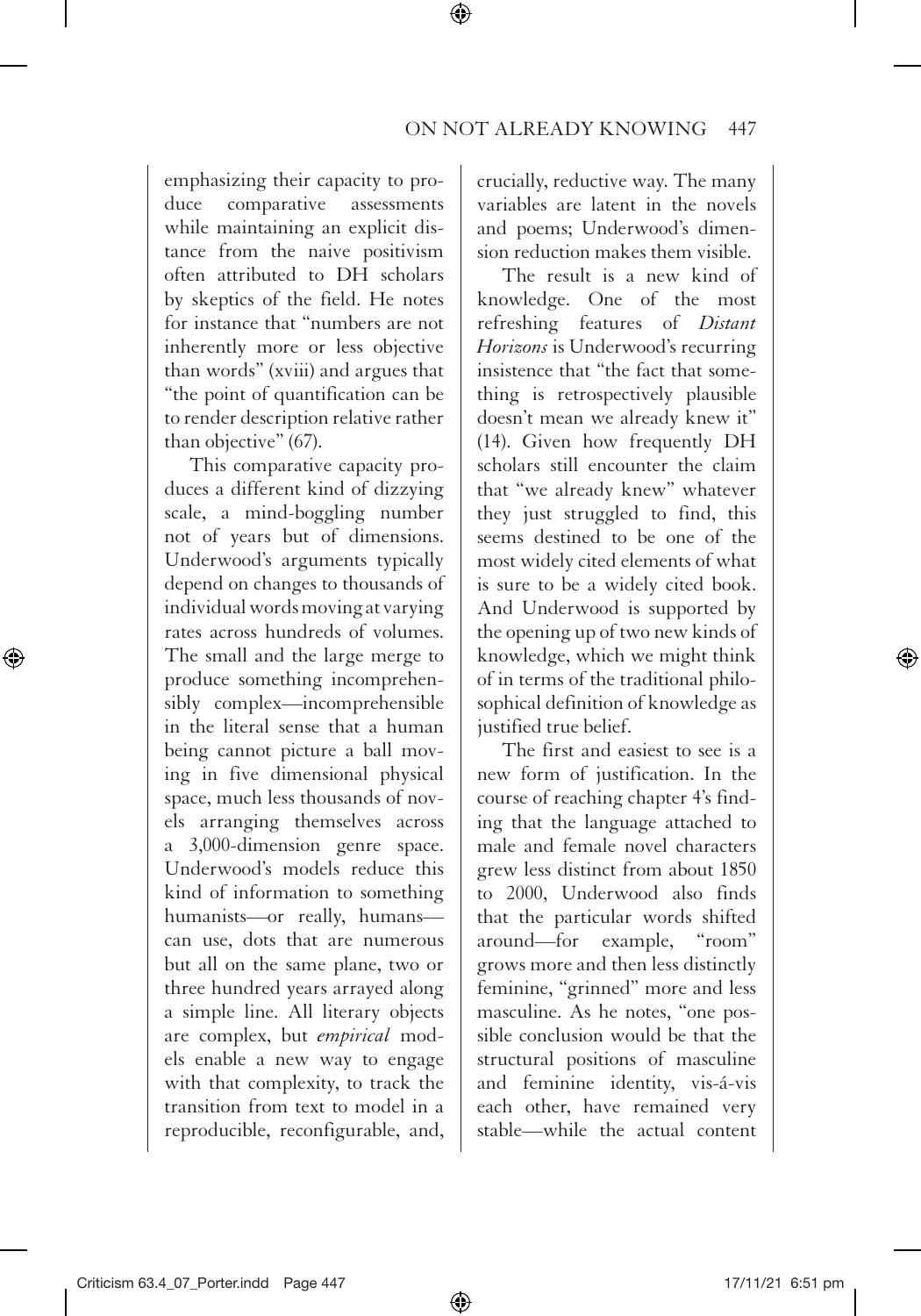emphasizing their capacity to produce comparative assessments while maintaining an explicit distance from the naive positivism often attributed to DH scholars by skeptics of the field. He notes for instance that "numbers are not inherently more or less objective than words" (xviii) and argues that "the point of quantification can be to render description relative rather than objective" (67).

This comparative capacity produces a different kind of dizzying scale, a mind-boggling number not of years but of dimensions. Underwood's arguments typically depend on changes to thousands of individual words moving at varying rates across hundreds of volumes. The small and the large merge to produce something incomprehensibly complex—incomprehensible in the literal sense that a human being cannot picture a ball moving in five dimensional physical space, much less thousands of novels arranging themselves across a 3,000-dimension genre space. Underwood's models reduce this kind of information to something humanists—or really, humans—can use, dots that are numerous but all on the same plane, two or three hundred years arrayed along a simple line. All literary objects are complex, but *empirical* models enable a new way to engage with that complexity, to track the transition from text to model in a reproducible, reconfigurable, and, crucially, reductive way. The many variables are latent in the novels and poems; Underwood's dimension reduction makes them visible.

The result is a new kind of knowledge. One of the most refreshing features of *Distant Horizons* is Underwood's recurring insistence that "the fact that something is retrospectively plausible doesn't mean we already knew it" (14). Given how frequently DH scholars still encounter the claim that "we already knew" whatever they just struggled to find, this seems destined to be one of the most widely cited elements of what is sure to be a widely cited book. And Underwood is supported by the opening up of two new kinds of knowledge, which we might think of in terms of the traditional philosophical definition of knowledge as justified true belief.

The first and easiest to see is a new form of justification. In the course of reaching chapter 4's finding that the language attached to male and female novel characters grew less distinct from about 1850 to 2000, Underwood also finds that the particular words shifted around—for example, "room" grows more and then less distinctly feminine, "grinned" more and less masculine. As he notes, "one possible conclusion would be that the structural positions of masculine and feminine identity, vis-á-vis each other, have remained very stable—while the actual content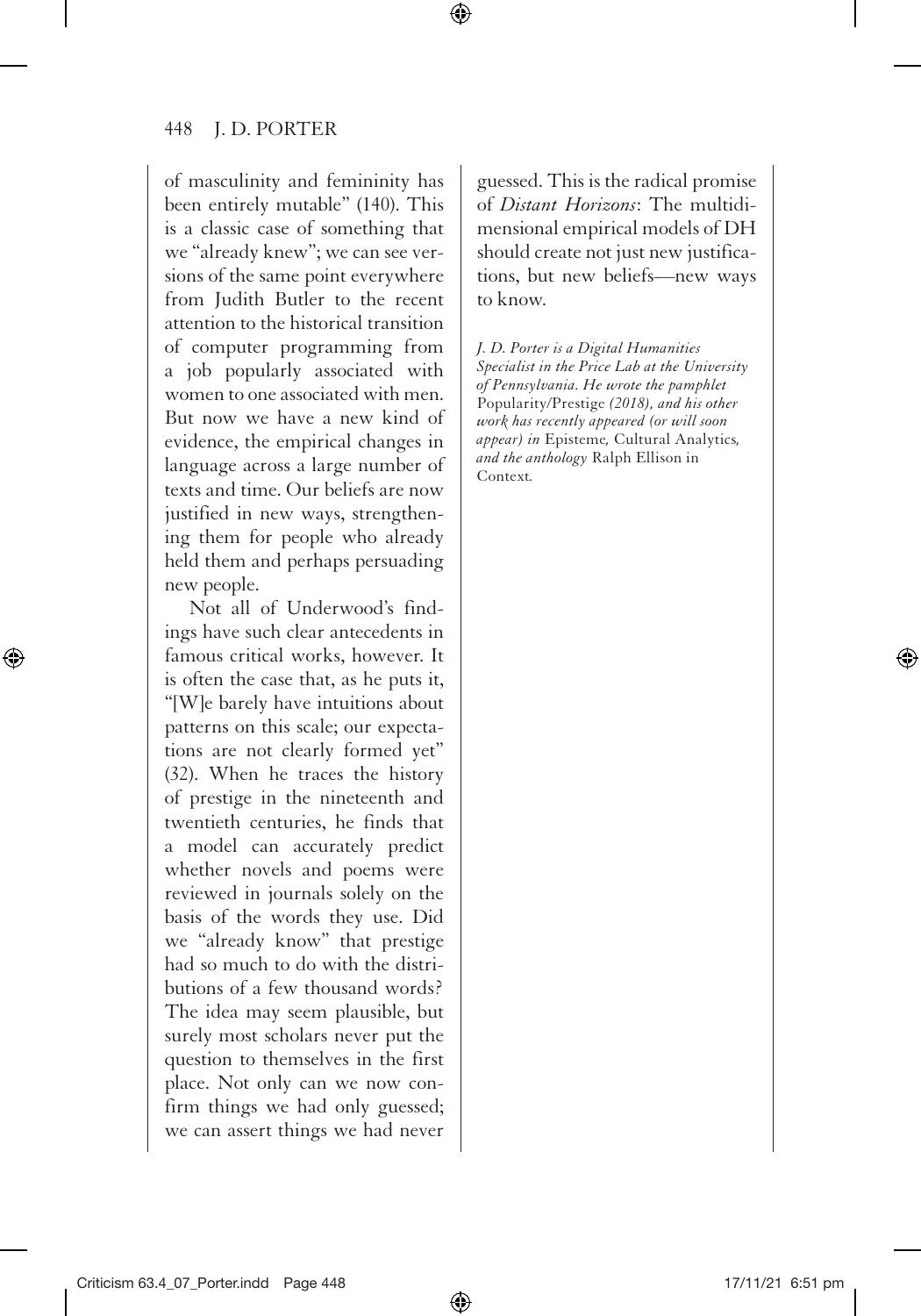of masculinity and femininity has been entirely mutable" (140). This is a classic case of something that we "already knew"; we can see versions of the same point everywhere from Judith Butler to the recent attention to the historical transition of computer programming from a job popularly associated with women to one associated with men. But now we have a new kind of evidence, the empirical changes in language across a large number of texts and time. Our beliefs are now justified in new ways, strengthening them for people who already held them and perhaps persuading new people.

Not all of Underwood's findings have such clear antecedents in famous critical works, however. It is often the case that, as he puts it, "[W]e barely have intuitions about patterns on this scale; our expectations are not clearly formed yet" (32). When he traces the history of prestige in the nineteenth and twentieth centuries, he finds that a model can accurately predict whether novels and poems were reviewed in journals solely on the basis of the words they use. Did we "already know" that prestige had so much to do with the distributions of a few thousand words? The idea may seem plausible, but surely most scholars never put the question to themselves in the first place. Not only can we now confirm things we had only guessed; we can assert things we had never guessed. This is the radical promise of *Distant Horizons*: The multidimensional empirical models of DH should create not just new justifications, but new beliefs—new ways to know.

*J. D. Porter is a Digital Humanities Specialist in the Price Lab at the University of Pennsylvania. He wrote the pamphlet* Popularity/Prestige *(2018), and his other work has recently appeared (or will soon appear) in* Episteme, Cultural Analytics, *and the anthology* Ralph Ellison in Context.